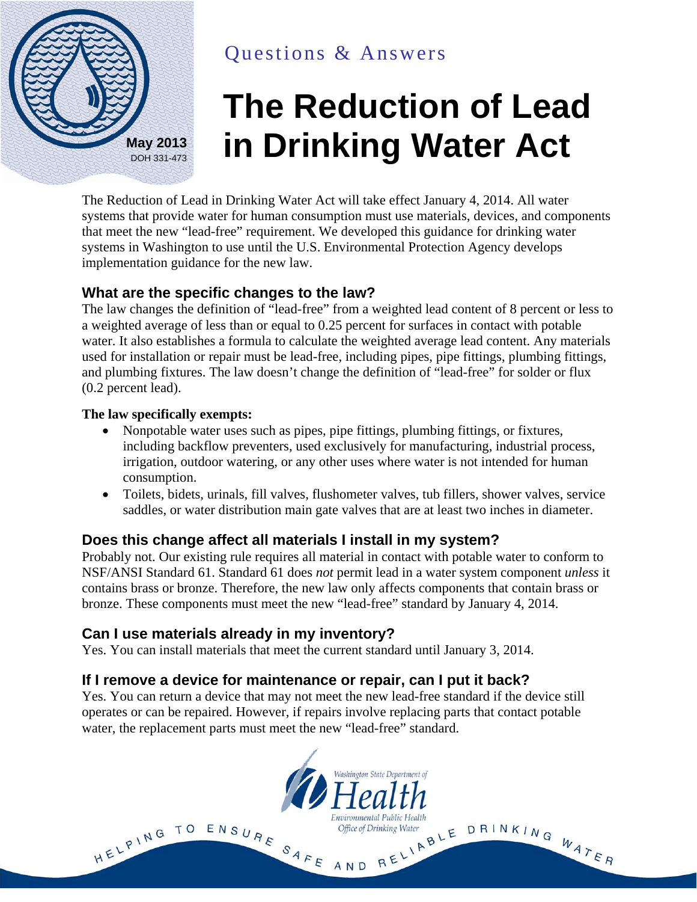May 2013
DOH 331-473

Questions & Answers

# The Reduction of Lead in Drinking Water Act

The Reduction of Lead in Drinking Water Act will take effect January 4, 2014. All water systems that provide water for human consumption must use materials, devices, and components that meet the new "lead-free" requirement. We developed this guidance for drinking water systems in Washington to use until the U.S. Environmental Protection Agency develops implementation guidance for the new law.

## What are the specific changes to the law?

The law changes the definition of "lead-free" from a weighted lead content of 8 percent or less to a weighted average of less than or equal to 0.25 percent for surfaces in contact with potable water. It also establishes a formula to calculate the weighted average lead content. Any materials used for installation or repair must be lead-free, including pipes, pipe fittings, plumbing fittings, and plumbing fixtures. The law doesn't change the definition of "lead-free" for solder or flux (0.2 percent lead).

**The law specifically exempts:**

- Nonpotable water uses such as pipes, pipe fittings, plumbing fittings, or fixtures, including backflow preventers, used exclusively for manufacturing, industrial process, irrigation, outdoor watering, or any other uses where water is not intended for human consumption.
- Toilets, bidets, urinals, fill valves, flushometer valves, tub fillers, shower valves, service saddles, or water distribution main gate valves that are at least two inches in diameter.

## Does this change affect all materials I install in my system?

Probably not. Our existing rule requires all material in contact with potable water to conform to NSF/ANSI Standard 61. Standard 61 does *not* permit lead in a water system component *unless* it contains brass or bronze. Therefore, the new law only affects components that contain brass or bronze. These components must meet the new "lead-free" standard by January 4, 2014.

## Can I use materials already in my inventory?

Yes. You can install materials that meet the current standard until January 3, 2014.

## If I remove a device for maintenance or repair, can I put it back?

Yes. You can return a device that may not meet the new lead-free standard if the device still operates or can be repaired. However, if repairs involve replacing parts that contact potable water, the replacement parts must meet the new "lead-free" standard.

Washington State Department of Health
Environmental Public Health
Office of Drinking Water

HELPING TO ENSURE SAFE AND RELIABLE DRINKING WATER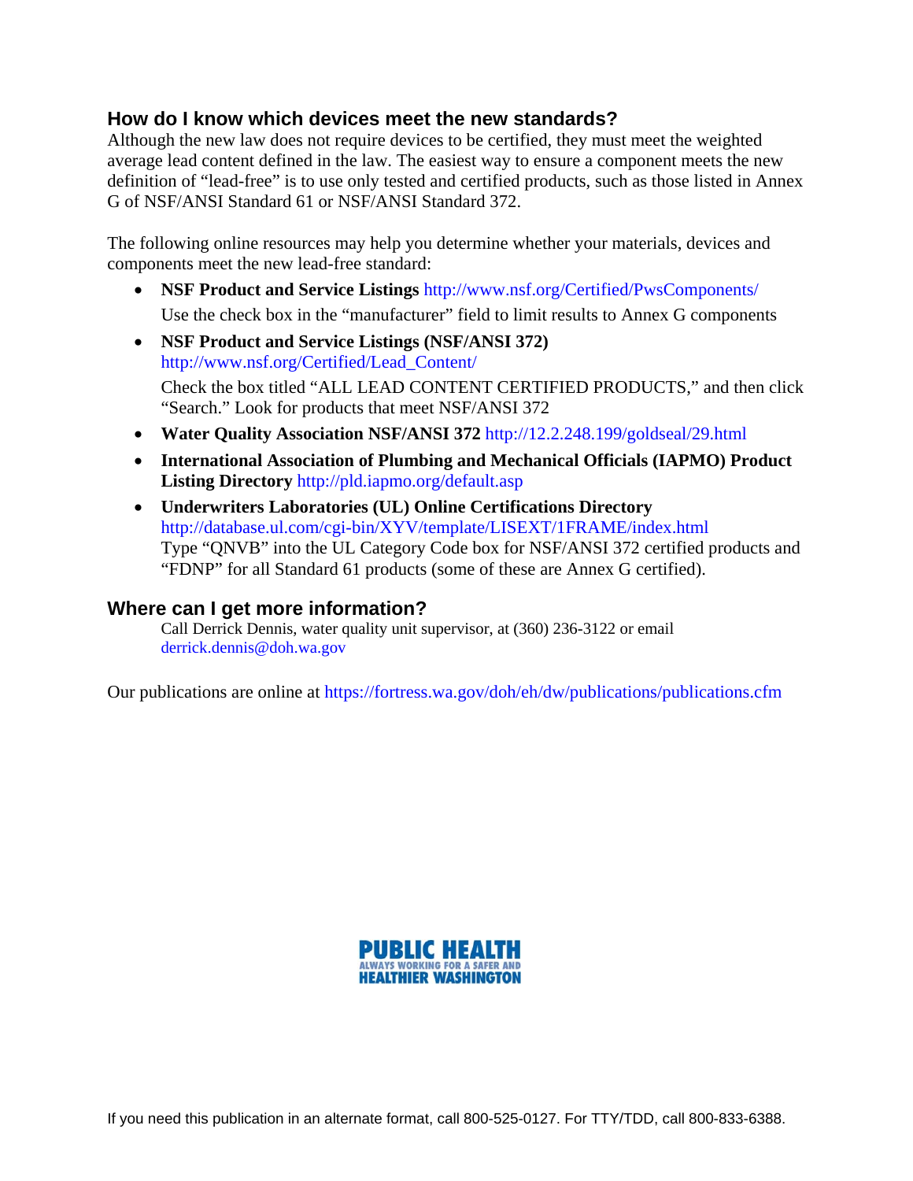## How do I know which devices meet the new standards?

Although the new law does not require devices to be certified, they must meet the weighted average lead content defined in the law. The easiest way to ensure a component meets the new definition of "lead-free" is to use only tested and certified products, such as those listed in Annex G of NSF/ANSI Standard 61 or NSF/ANSI Standard 372.

The following online resources may help you determine whether your materials, devices and components meet the new lead-free standard:

- **NSF Product and Service Listings** http://www.nsf.org/Certified/PwsComponents/

  Use the check box in the "manufacturer" field to limit results to Annex G components
- **NSF Product and Service Listings (NSF/ANSI 372)** http://www.nsf.org/Certified/Lead_Content/

  Check the box titled "ALL LEAD CONTENT CERTIFIED PRODUCTS," and then click "Search." Look for products that meet NSF/ANSI 372
- **Water Quality Association NSF/ANSI 372** http://12.2.248.199/goldseal/29.html
- **International Association of Plumbing and Mechanical Officials (IAPMO) Product Listing Directory** http://pld.iapmo.org/default.asp
- **Underwriters Laboratories (UL) Online Certifications Directory** http://database.ul.com/cgi-bin/XYV/template/LISEXT/1FRAME/index.html
  Type "QNVB" into the UL Category Code box for NSF/ANSI 372 certified products and "FDNP" for all Standard 61 products (some of these are Annex G certified).

## Where can I get more information?

Call Derrick Dennis, water quality unit supervisor, at (360) 236-3122 or email derrick.dennis@doh.wa.gov

Our publications are online at https://fortress.wa.gov/doh/eh/dw/publications/publications.cfm

PUBLIC HEALTH
ALWAYS WORKING FOR A SAFER AND
HEALTHIER WASHINGTON

If you need this publication in an alternate format, call 800-525-0127. For TTY/TDD, call 800-833-6388.